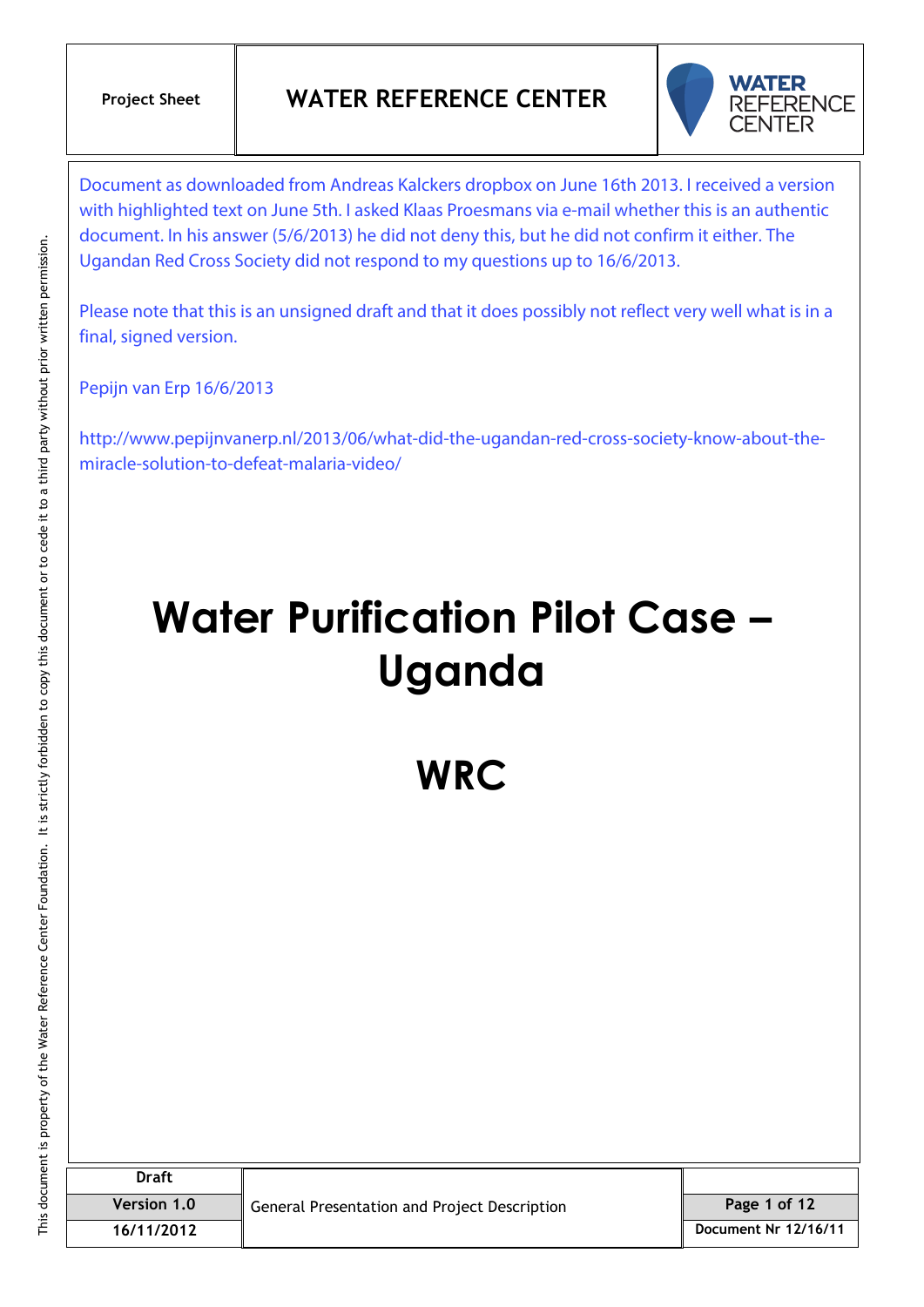Document as downloaded from Andreas Kalckers dropbox on June 16th 2013. I received a version with highlighted text on June 5th. I asked Klaas Proesmans via e-mail whether this is an authentic document. In his answer (5/6/2013) he did not deny this, but he did not confirm it either. The Ugandan Red Cross Society did not respond to my questions up to 16/6/2013.

Please note that this is an unsigned draft and that it does possibly not reflect very well what is in a final, signed version.

Pepijn van Erp 16/6/2013

http://www.pepijnvanerp.nl/2013/06/what-did-the-ugandan-red-cross-society-know-about-the-miracle-solution-to-defeat-malaria-video/

# Water Purification Pilot Case – Uganda

# WRC

| Draft | General Presentation and Project Description | |
|---|---|---|
| Version 1.0 | | |
| 16/11/2012 | | Document Nr 12/16/11 |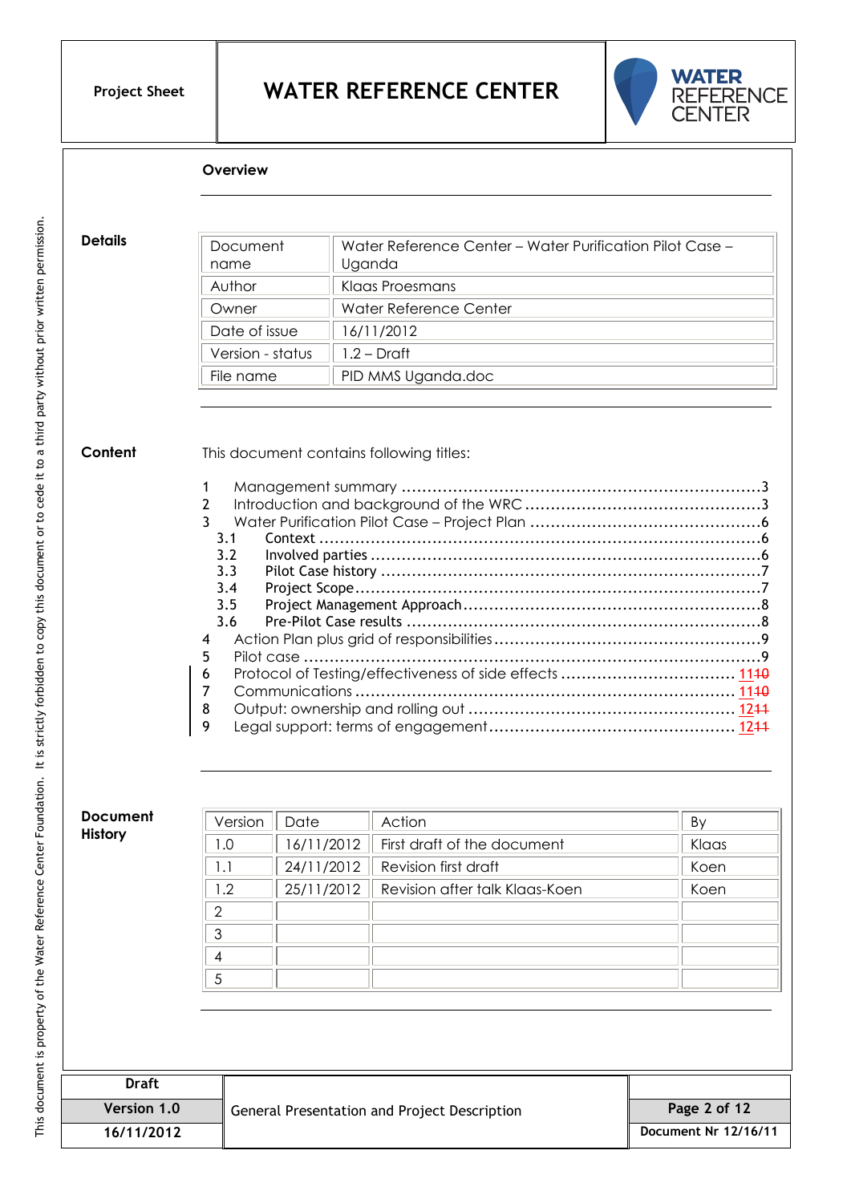## Overview

**Details**

| Document name | Water Reference Center – Water Purification Pilot Case – Uganda |
|---|---|
| Author | Klaas Proesmans |
| Owner | Water Reference Center |
| Date of issue | 16/11/2012 |
| Version - status | 1.2 – Draft |
| File name | PID MMS Uganda.doc |

**Content**

This document contains following titles:

1 Management summary ....................................................................3
2 Introduction and background of the WRC ............................................3
3 Water Purification Pilot Case – Project Plan ..........................................6
- 3.1 Context ....................................................................6
- 3.2 Involved parties ....................................................................6
- 3.3 Pilot Case history ....................................................................7
- 3.4 Project Scope ....................................................................7
- 3.5 Project Management Approach ..................................................8
- 3.6 Pre-Pilot Case results ....................................................................8

4 Action Plan plus grid of responsibilities ..................................................9
5 Pilot case ....................................................................9
6 Protocol of Testing/effectiveness of side effects ................................ 11~~10~~
7 Communications ....................................................................11~~10~~
8 Output: ownership and rolling out ................................................ 12~~11~~
9 Legal support: terms of engagement ................................................ 12~~11~~

**Document History**

| Version | Date | Action | By |
|---|---|---|---|
| 1.0 | 16/11/2012 | First draft of the document | Klaas |
| 1.1 | 24/11/2012 | Revision first draft | Koen |
| 1.2 | 25/11/2012 | Revision after talk Klaas-Koen | Koen |
| 2 | | | |
| 3 | | | |
| 4 | | | |
| 5 | | | |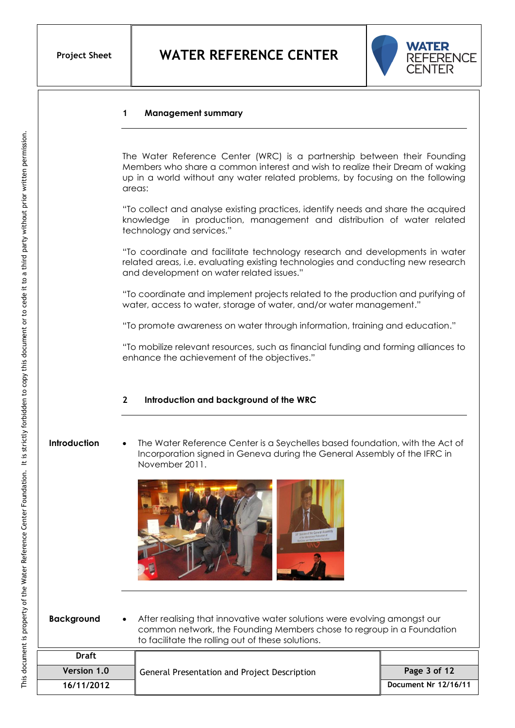## 1 Management summary

The Water Reference Center (WRC) is a partnership between their Founding Members who share a common interest and wish to realize their Dream of waking up in a world without any water related problems, by focusing on the following areas:

"To collect and analyse existing practices, identify needs and share the acquired knowledge in production, management and distribution of water related technology and services."

"To coordinate and facilitate technology research and developments in water related areas, i.e. evaluating existing technologies and conducting new research and development on water related issues."

"To coordinate and implement projects related to the production and purifying of water, access to water, storage of water, and/or water management."

"To promote awareness on water through information, training and education."

"To mobilize relevant resources, such as financial funding and forming alliances to enhance the achievement of the objectives."

## 2 Introduction and background of the WRC

**Introduction**

- The Water Reference Center is a Seychelles based foundation, with the Act of Incorporation signed in Geneva during the General Assembly of the IFRC in November 2011.

**Background**

- After realising that innovative water solutions were evolving amongst our common network, the Founding Members chose to regroup in a Foundation to facilitate the rolling out of these solutions.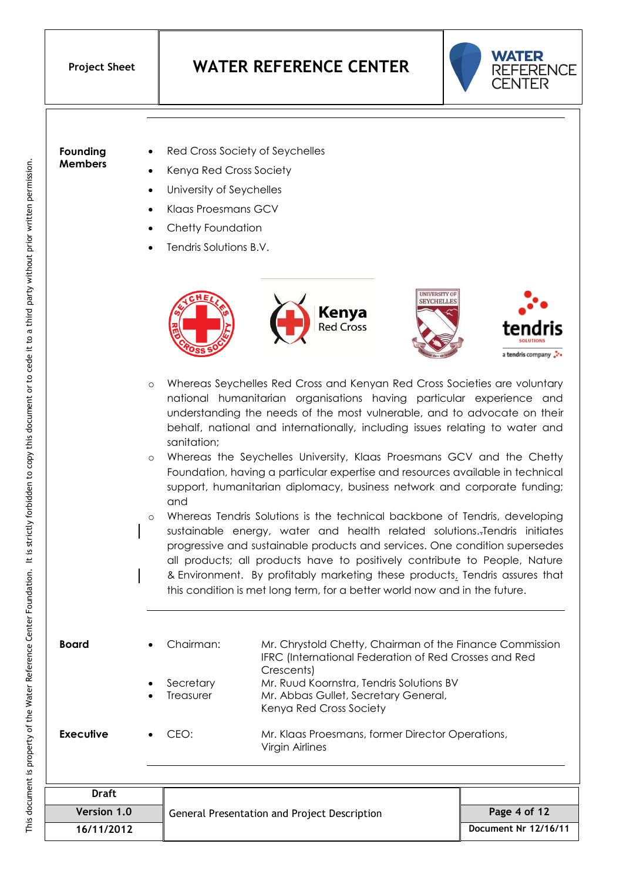**Founding Members**

- Red Cross Society of Seychelles
- Kenya Red Cross Society
- University of Seychelles
- Klaas Proesmans GCV
- Chetty Foundation
- Tendris Solutions B.V.

- Whereas Seychelles Red Cross and Kenyan Red Cross Societies are voluntary national humanitarian organisations having particular experience and understanding the needs of the most vulnerable, and to advocate on their behalf, national and internationally, including issues relating to water and sanitation;
- Whereas the Seychelles University, Klaas Proesmans GCV and the Chetty Foundation, having a particular expertise and resources available in technical support, humanitarian diplomacy, business network and corporate funding; and
- Whereas Tendris Solutions is the technical backbone of Tendris, developing sustainable energy, water and health related solutions. Tendris initiates progressive and sustainable products and services. One condition supersedes all products; all products have to positively contribute to People, Nature & Environment. By profitably marketing these products, Tendris assures that this condition is met long term, for a better world now and in the future.

**Board**

- Chairman: Mr. Chrystold Chetty, Chairman of the Finance Commission IFRC (International Federation of Red Crosses and Red Crescents)
- Secretary: Mr. Ruud Koornstra, Tendris Solutions BV
- Treasurer: Mr. Abbas Gullet, Secretary General, Kenya Red Cross Society

**Executive**

- CEO: Mr. Klaas Proesmans, former Director Operations, Virgin Airlines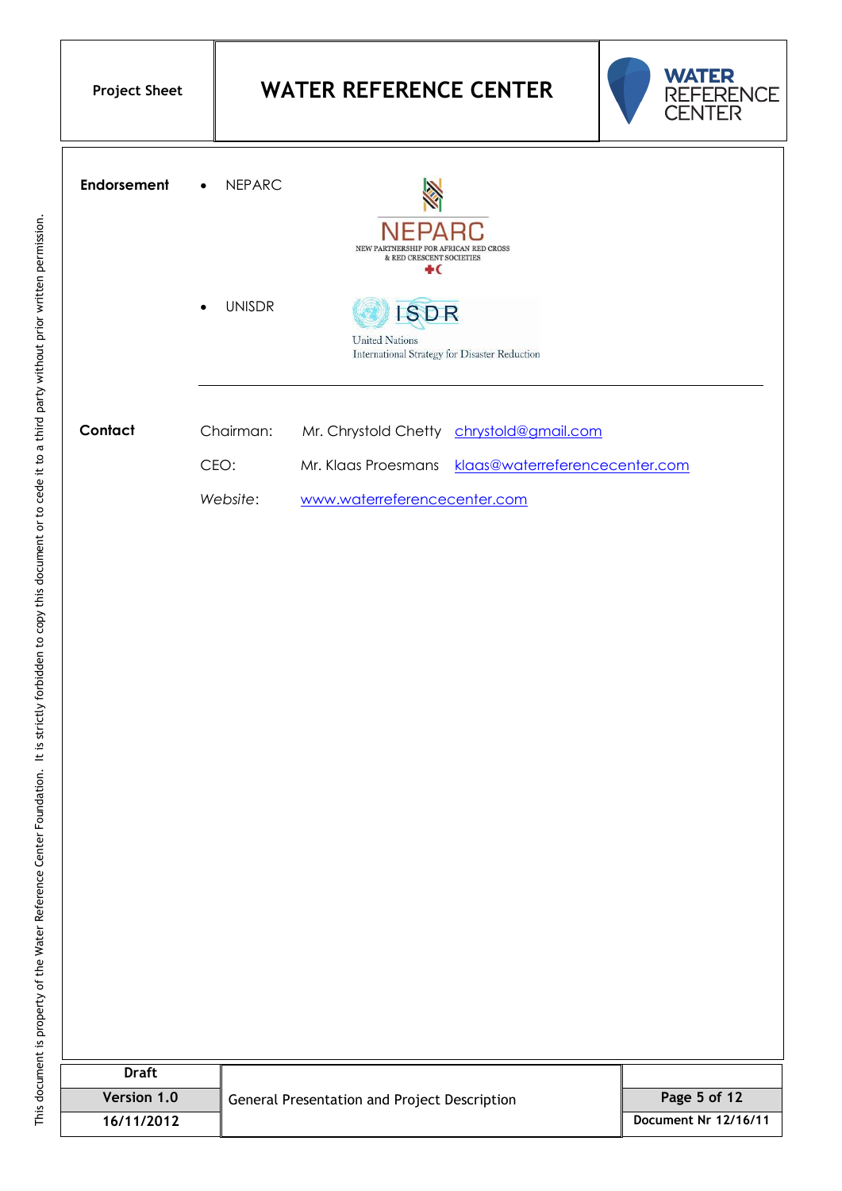**Endorsement**

- NEPARC
- UNISDR

---

**Contact**

| | | |
|---|---|---|
| Chairman: | Mr. Chrystold Chetty | chrystold@gmail.com |
| CEO: | Mr. Klaas Proesmans | klaas@waterreferencecenter.com |
| *Website*: | www.waterreferencecenter.com | |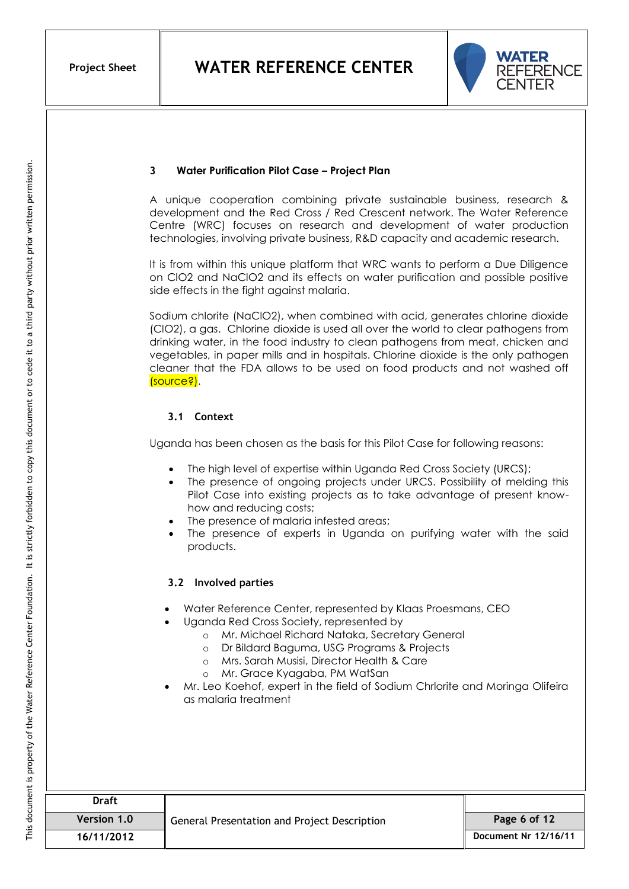## 3 Water Purification Pilot Case – Project Plan

A unique cooperation combining private sustainable business, research & development and the Red Cross / Red Crescent network. The Water Reference Centre (WRC) focuses on research and development of water production technologies, involving private business, R&D capacity and academic research.

It is from within this unique platform that WRC wants to perform a Due Diligence on $ClO_2$ and $NaClO_2$ and its effects on water purification and possible positive side effects in the fight against malaria.

Sodium chlorite ($NaClO_2$), when combined with acid, generates chlorine dioxide ($ClO_2$), a gas. Chlorine dioxide is used all over the world to clear pathogens from drinking water, in the food industry to clean pathogens from meat, chicken and vegetables, in paper mills and in hospitals. Chlorine dioxide is the only pathogen cleaner that the FDA allows to be used on food products and not washed off (source?).

### 3.1 Context

Uganda has been chosen as the basis for this Pilot Case for following reasons:

- The high level of expertise within Uganda Red Cross Society (URCS);
- The presence of ongoing projects under URCS. Possibility of melding this Pilot Case into existing projects as to take advantage of present know-how and reducing costs;
- The presence of malaria infested areas;
- The presence of experts in Uganda on purifying water with the said products.

### 3.2 Involved parties

- Water Reference Center, represented by Klaas Proesmans, CEO
- Uganda Red Cross Society, represented by
  - Mr. Michael Richard Nataka, Secretary General
  - Dr Bildard Baguma, USG Programs & Projects
  - Mrs. Sarah Musisi, Director Health & Care
  - Mr. Grace Kyagaba, PM WatSan
- Mr. Leo Koehof, expert in the field of Sodium Chrlorite and Moringa Olifeira as malaria treatment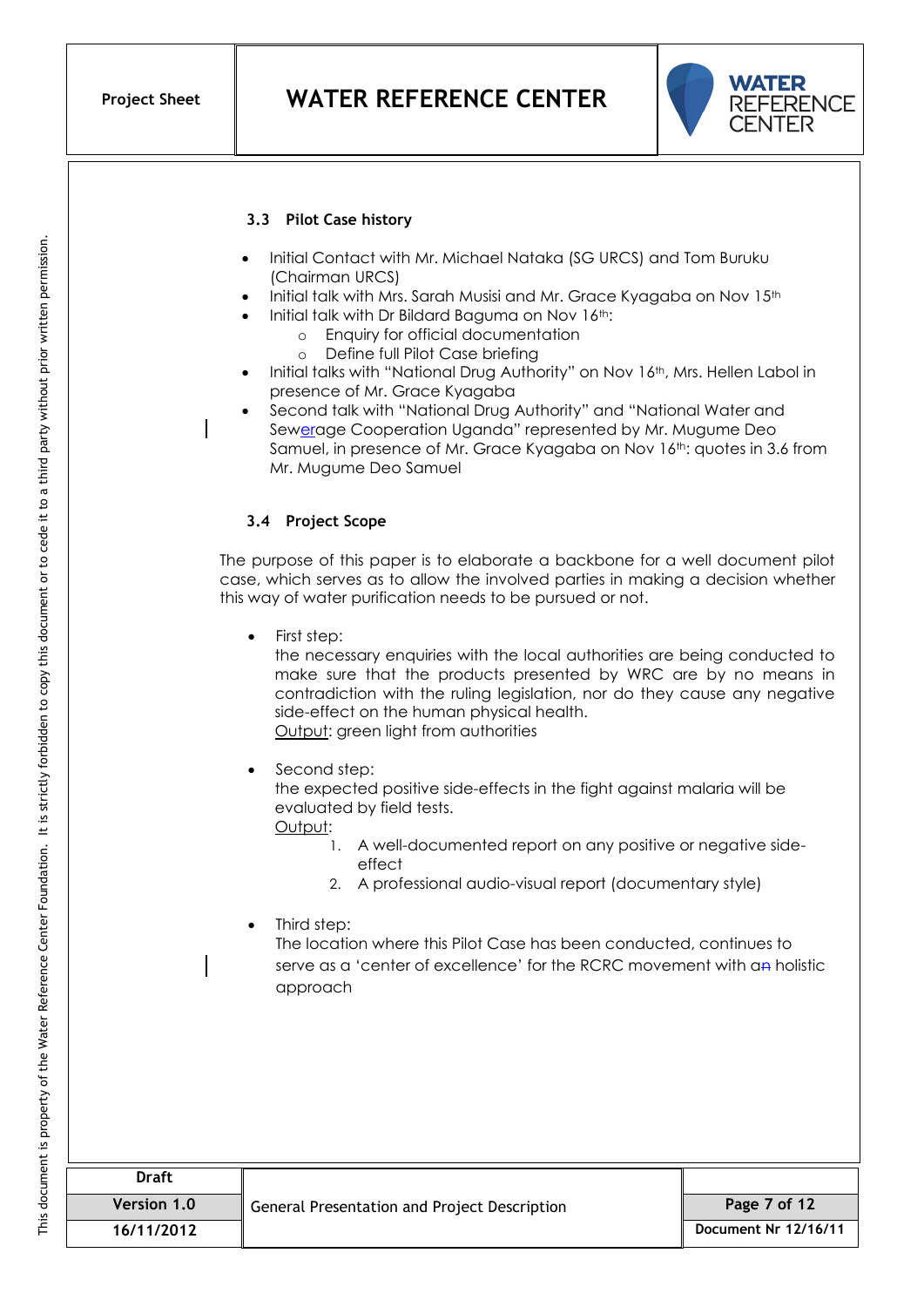### 3.3 Pilot Case history

- Initial Contact with Mr. Michael Nataka (SG URCS) and Tom Buruku (Chairman URCS)
- Initial talk with Mrs. Sarah Musisi and Mr. Grace Kyagaba on Nov 15th
- Initial talk with Dr Bildard Baguma on Nov 16th:
  - Enquiry for official documentation
  - Define full Pilot Case briefing
- Initial talks with "National Drug Authority" on Nov 16th, Mrs. Hellen Labol in presence of Mr. Grace Kyagaba
- Second talk with "National Drug Authority" and "National Water and Sewerage Cooperation Uganda" represented by Mr. Mugume Deo Samuel, in presence of Mr. Grace Kyagaba on Nov 16th: quotes in 3.6 from Mr. Mugume Deo Samuel

### 3.4 Project Scope

The purpose of this paper is to elaborate a backbone for a well document pilot case, which serves as to allow the involved parties in making a decision whether this way of water purification needs to be pursued or not.

- First step:
  the necessary enquiries with the local authorities are being conducted to make sure that the products presented by WRC are by no means in contradiction with the ruling legislation, nor do they cause any negative side-effect on the human physical health.
  Output: green light from authorities

- Second step:
  the expected positive side-effects in the fight against malaria will be evaluated by field tests.
  Output:
  1. A well-documented report on any positive or negative side-effect
  2. A professional audio-visual report (documentary style)

- Third step:
  The location where this Pilot Case has been conducted, continues to serve as a 'center of excellence' for the RCRC movement with a holistic approach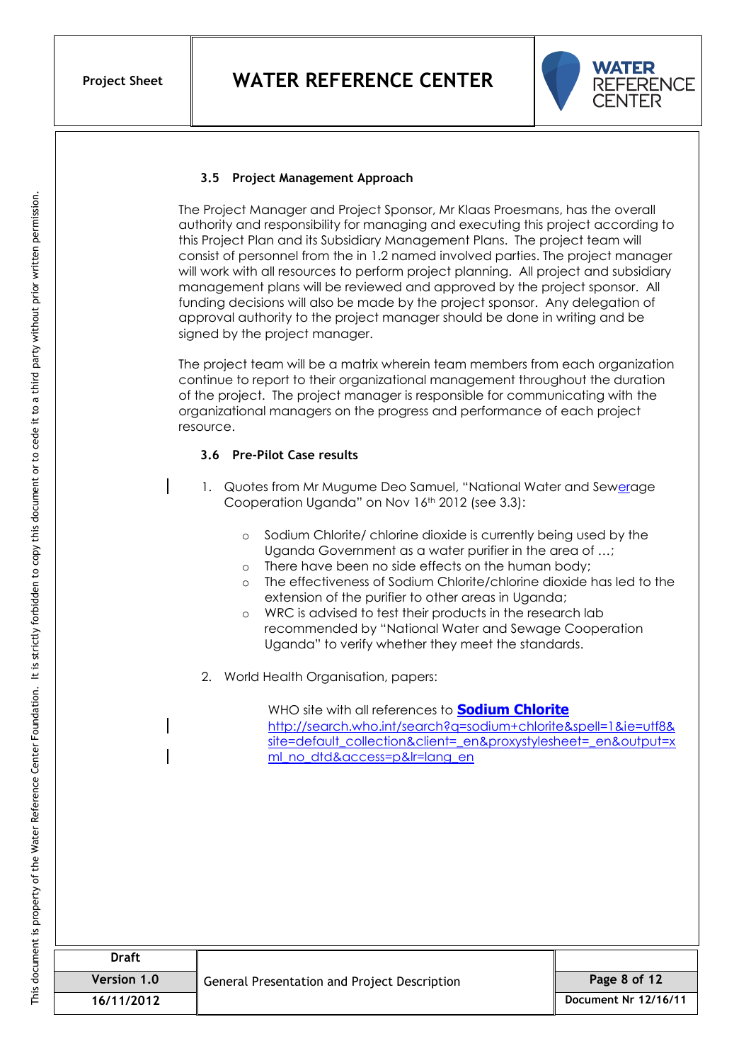### 3.5 Project Management Approach

The Project Manager and Project Sponsor, Mr Klaas Proesmans, has the overall authority and responsibility for managing and executing this project according to this Project Plan and its Subsidiary Management Plans. The project team will consist of personnel from the in 1.2 named involved parties. The project manager will work with all resources to perform project planning. All project and subsidiary management plans will be reviewed and approved by the project sponsor. All funding decisions will also be made by the project sponsor. Any delegation of approval authority to the project manager should be done in writing and be signed by the project manager.

The project team will be a matrix wherein team members from each organization continue to report to their organizational management throughout the duration of the project. The project manager is responsible for communicating with the organizational managers on the progress and performance of each project resource.

### 3.6 Pre-Pilot Case results

1. Quotes from Mr Mugume Deo Samuel, "National Water and Sewerage Cooperation Uganda" on Nov 16th 2012 (see 3.3):

   - Sodium Chlorite/ chlorine dioxide is currently being used by the Uganda Government as a water purifier in the area of …;
   - There have been no side effects on the human body;
   - The effectiveness of Sodium Chlorite/chlorine dioxide has led to the extension of the purifier to other areas in Uganda;
   - WRC is advised to test their products in the research lab recommended by "National Water and Sewage Cooperation Uganda" to verify whether they meet the standards.

2. World Health Organisation, papers:

   WHO site with all references to **Sodium Chlorite**
   http://search.who.int/search?q=sodium+chlorite&spell=1&ie=utf8&site=default_collection&client=_en&proxystylesheet=_en&output=xml_no_dtd&access=p&lr=lang_en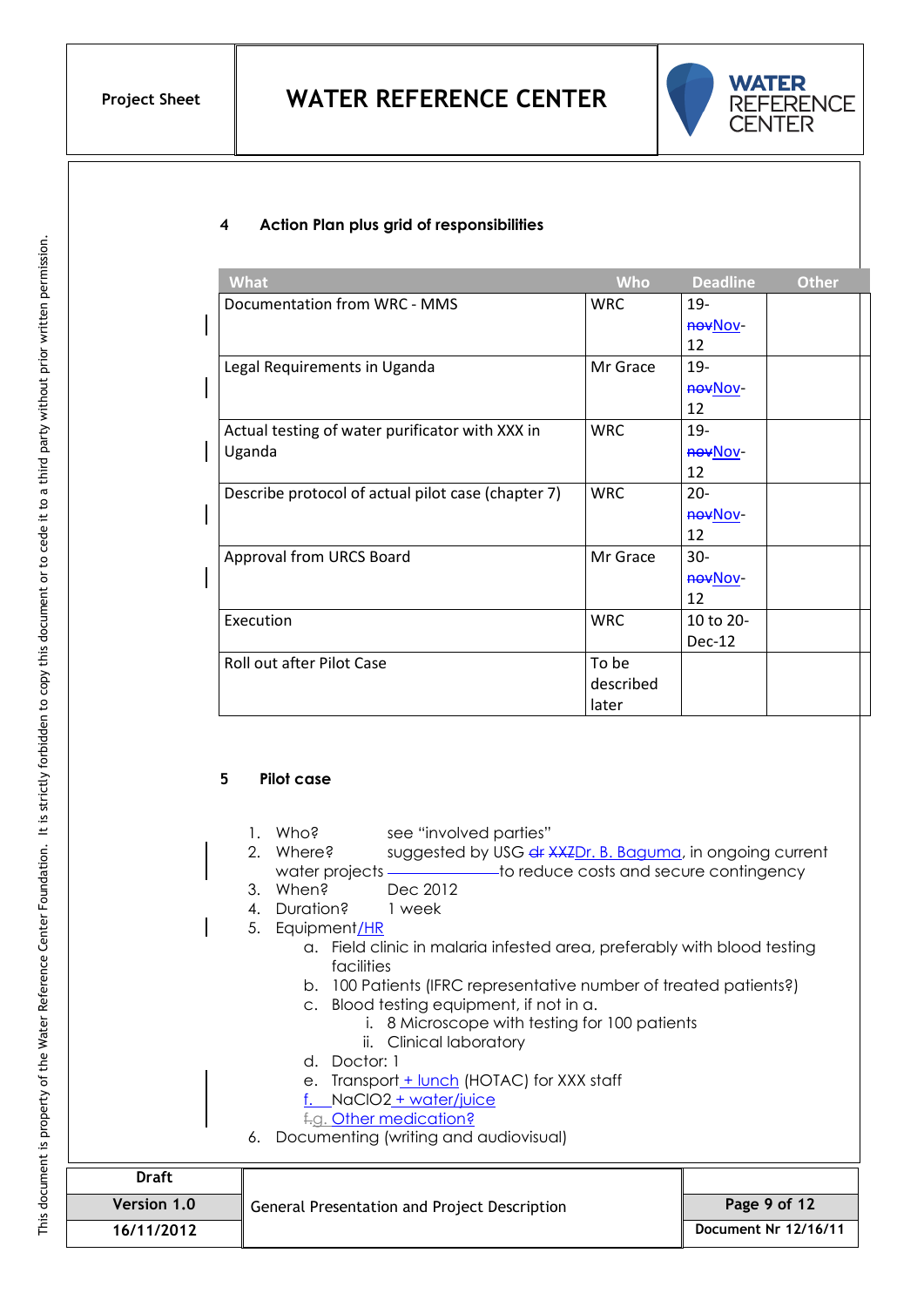## 4 Action Plan plus grid of responsibilities

| What | Who | Deadline | Other |
|---|---|---|---|
| Documentation from WRC - MMS | WRC | 19-~~nov~~Nov-12 | |
| Legal Requirements in Uganda | Mr Grace | 19-~~nov~~Nov-12 | |
| Actual testing of water purificator with XXX in Uganda | WRC | 19-~~nov~~Nov-12 | |
| Describe protocol of actual pilot case (chapter 7) | WRC | 20-~~nov~~Nov-12 | |
| Approval from URCS Board | Mr Grace | 30-~~nov~~Nov-12 | |
| Execution | WRC | 10 to 20-Dec-12 | |
| Roll out after Pilot Case | To be described later | | |

## 5 Pilot case

1. Who? see "involved parties"
2. Where? suggested by USG ~~dr XXZ~~Dr. B. Baguma, in ongoing current water projects ______________ to reduce costs and secure contingency
3. When? Dec 2012
4. Duration? 1 week
5. Equipment/HR
   a. Field clinic in malaria infested area, preferably with blood testing facilities
   b. 100 Patients (IFRC representative number of treated patients?)
   c. Blood testing equipment, if not in a.
      i. 8 Microscope with testing for 100 patients
      ii. Clinical laboratory
   d. Doctor: 1
   e. Transport + lunch (HOTAC) for XXX staff
   f. NaClO2 + water/juice
   ~~f.~~g. Other medication?
6. Documenting (writing and audiovisual)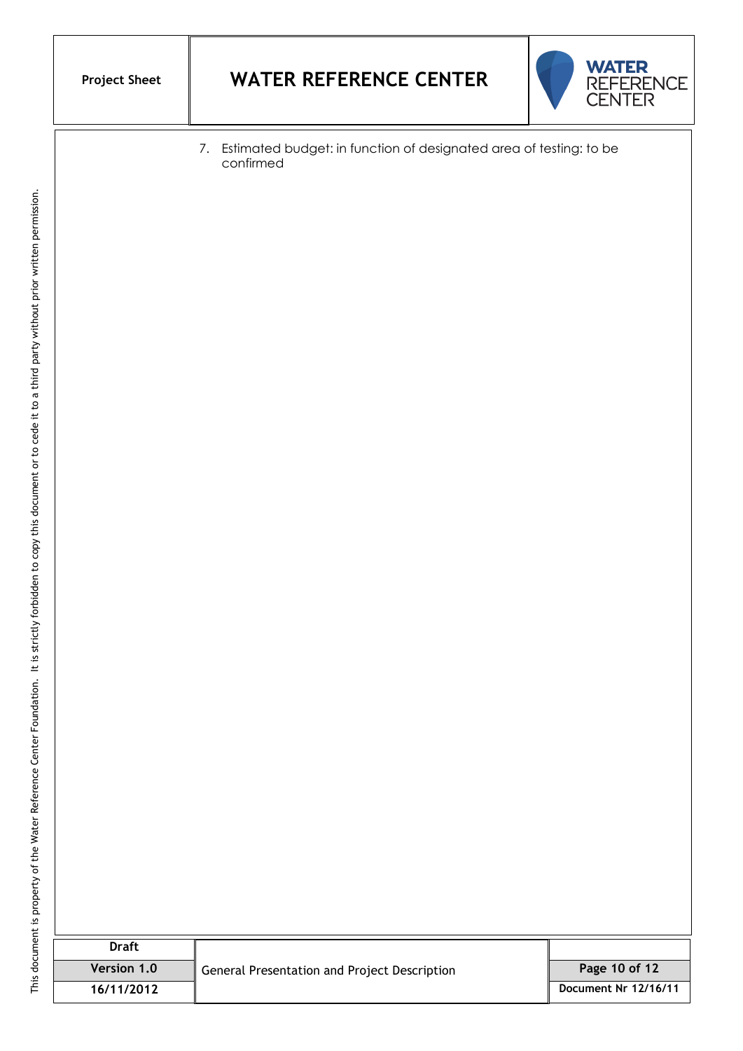7. Estimated budget: in function of designated area of testing: to be confirmed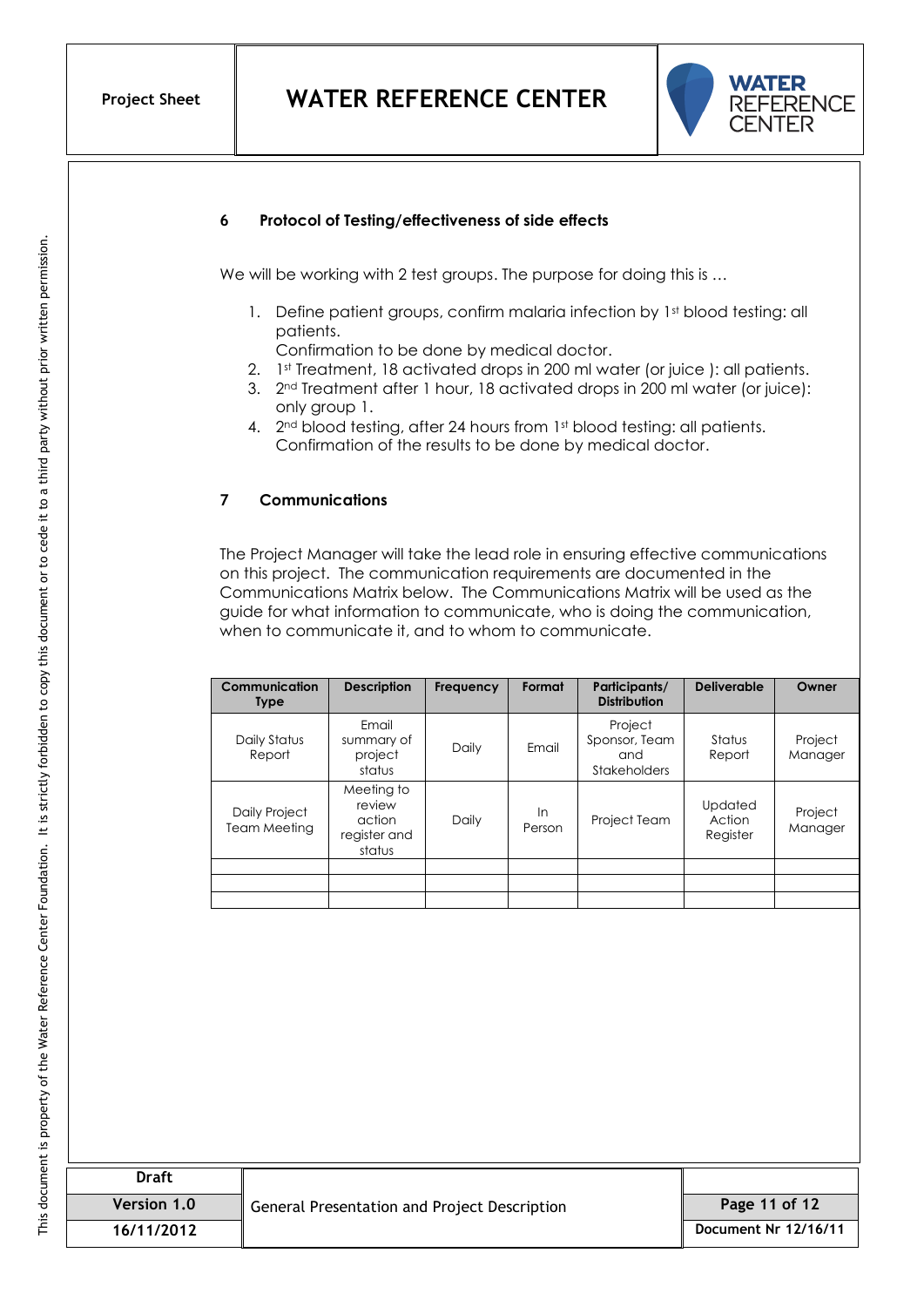## 6 Protocol of Testing/effectiveness of side effects

We will be working with 2 test groups. The purpose for doing this is …

1. Define patient groups, confirm malaria infection by 1st blood testing: all patients.
   Confirmation to be done by medical doctor.
2. 1st Treatment, 18 activated drops in 200 ml water (or juice ): all patients.
3. 2nd Treatment after 1 hour, 18 activated drops in 200 ml water (or juice): only group 1.
4. 2nd blood testing, after 24 hours from 1st blood testing: all patients.
   Confirmation of the results to be done by medical doctor.

## 7 Communications

The Project Manager will take the lead role in ensuring effective communications on this project. The communication requirements are documented in the Communications Matrix below. The Communications Matrix will be used as the guide for what information to communicate, who is doing the communication, when to communicate it, and to whom to communicate.

| Communication Type | Description | Frequency | Format | Participants/ Distribution | Deliverable | Owner |
|---|---|---|---|---|---|---|
| Daily Status Report | Email summary of project status | Daily | Email | Project Sponsor, Team and Stakeholders | Status Report | Project Manager |
| Daily Project Team Meeting | Meeting to review action register and status | Daily | In Person | Project Team | Updated Action Register | Project Manager |
| | | | | | | |
| | | | | | | |
| | | | | | | |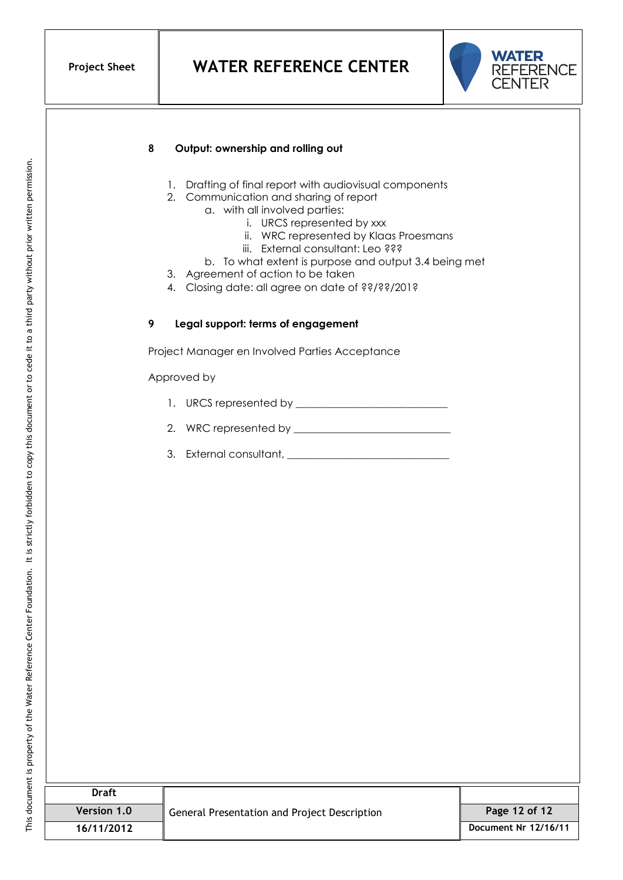## 8 Output: ownership and rolling out

1. Drafting of final report with audiovisual components
2. Communication and sharing of report
   a. with all involved parties:
      i. URCS represented by xxx
      ii. WRC represented by Klaas Proesmans
      iii. External consultant: Leo ???
   b. To what extent is purpose and output 3.4 being met
3. Agreement of action to be taken
4. Closing date: all agree on date of ??/??/201?

## 9 Legal support: terms of engagement

Project Manager en Involved Parties Acceptance

Approved by

1. URCS represented by ____________________________
2. WRC represented by _____________________________
3. External consultant, ______________________________